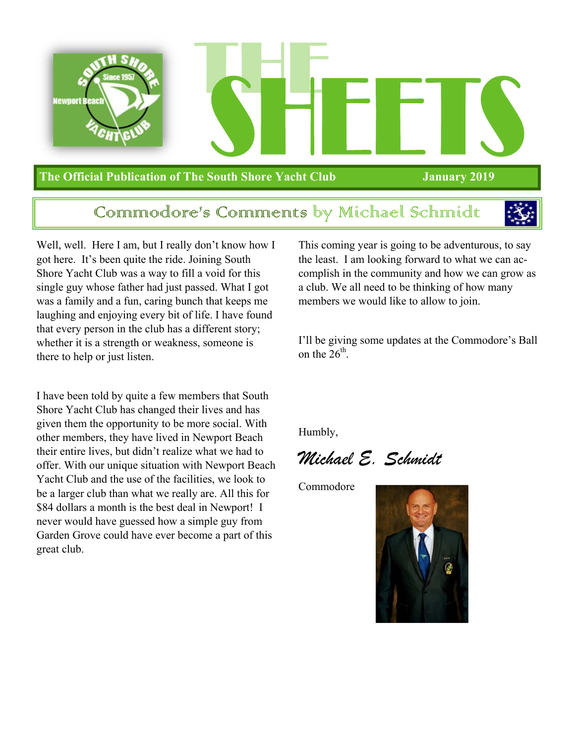# THE SHEETS

**The Official Publication of The South Shore Yacht Club** **January 2019**

## Commodore's Comments by Michael Schmidt

Well, well. Here I am, but I really don't know how I got here. It's been quite the ride. Joining South Shore Yacht Club was a way to fill a void for this single guy whose father had just passed. What I got was a family and a fun, caring bunch that keeps me laughing and enjoying every bit of life. I have found that every person in the club has a different story; whether it is a strength or weakness, someone is there to help or just listen.

I have been told by quite a few members that South Shore Yacht Club has changed their lives and has given them the opportunity to be more social. With other members, they have lived in Newport Beach their entire lives, but didn't realize what we had to offer. With our unique situation with Newport Beach Yacht Club and the use of the facilities, we look to be a larger club than what we really are. All this for $84 dollars a month is the best deal in Newport! I never would have guessed how a simple guy from Garden Grove could have ever become a part of this great club.

This coming year is going to be adventurous, to say the least. I am looking forward to what we can accomplish in the community and how we can grow as a club. We all need to be thinking of how many members we would like to allow to join.

I'll be giving some updates at the Commodore's Ball on the 26th.

Humbly,

*Michael E. Schmidt*

Commodore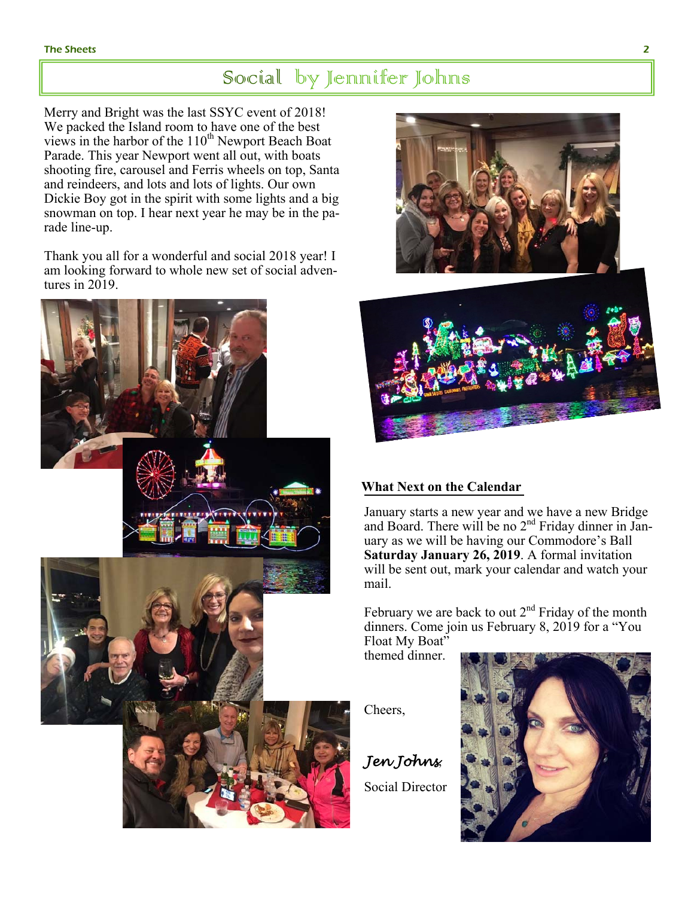# Social by Jennifer Johns

Merry and Bright was the last SSYC event of 2018! We packed the Island room to have one of the best views in the harbor of the 110th Newport Beach Boat Parade. This year Newport went all out, with boats shooting fire, carousel and Ferris wheels on top, Santa and reindeers, and lots and lots of lights. Our own Dickie Boy got in the spirit with some lights and a big snowman on top. I hear next year he may be in the parade line-up.

Thank you all for a wonderful and social 2018 year! I am looking forward to whole new set of social adventures in 2019.

## What Next on the Calendar

January starts a new year and we have a new Bridge and Board. There will be no 2nd Friday dinner in January as we will be having our Commodore's Ball **Saturday January 26, 2019**. A formal invitation will be sent out, mark your calendar and watch your mail.

February we are back to out 2nd Friday of the month dinners. Come join us February 8, 2019 for a "You Float My Boat" themed dinner.

Cheers,

*Jen Johns*

Social Director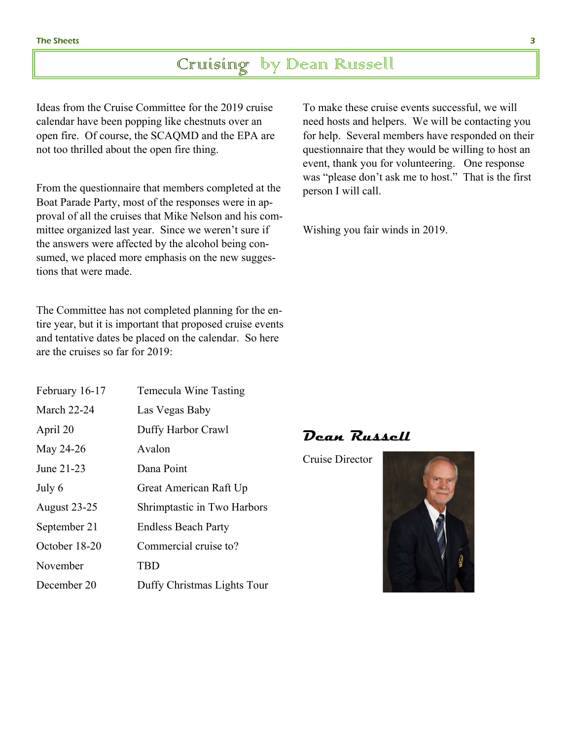# Cruising by Dean Russell

Ideas from the Cruise Committee for the 2019 cruise calendar have been popping like chestnuts over an open fire. Of course, the SCAQMD and the EPA are not too thrilled about the open fire thing.

From the questionnaire that members completed at the Boat Parade Party, most of the responses were in approval of all the cruises that Mike Nelson and his committee organized last year. Since we weren't sure if the answers were affected by the alcohol being consumed, we placed more emphasis on the new suggestions that were made.

The Committee has not completed planning for the entire year, but it is important that proposed cruise events and tentative dates be placed on the calendar. So here are the cruises so far for 2019:

| | |
|---|---|
| February 16-17 | Temecula Wine Tasting |
| March 22-24 | Las Vegas Baby |
| April 20 | Duffy Harbor Crawl |
| May 24-26 | Avalon |
| June 21-23 | Dana Point |
| July 6 | Great American Raft Up |
| August 23-25 | Shrimptastic in Two Harbors |
| September 21 | Endless Beach Party |
| October 18-20 | Commercial cruise to? |
| November | TBD |
| December 20 | Duffy Christmas Lights Tour |

To make these cruise events successful, we will need hosts and helpers. We will be contacting you for help. Several members have responded on their questionnaire that they would be willing to host an event, thank you for volunteering. One response was "please don't ask me to host." That is the first person I will call.

Wishing you fair winds in 2019.

***Dean Russell***

Cruise Director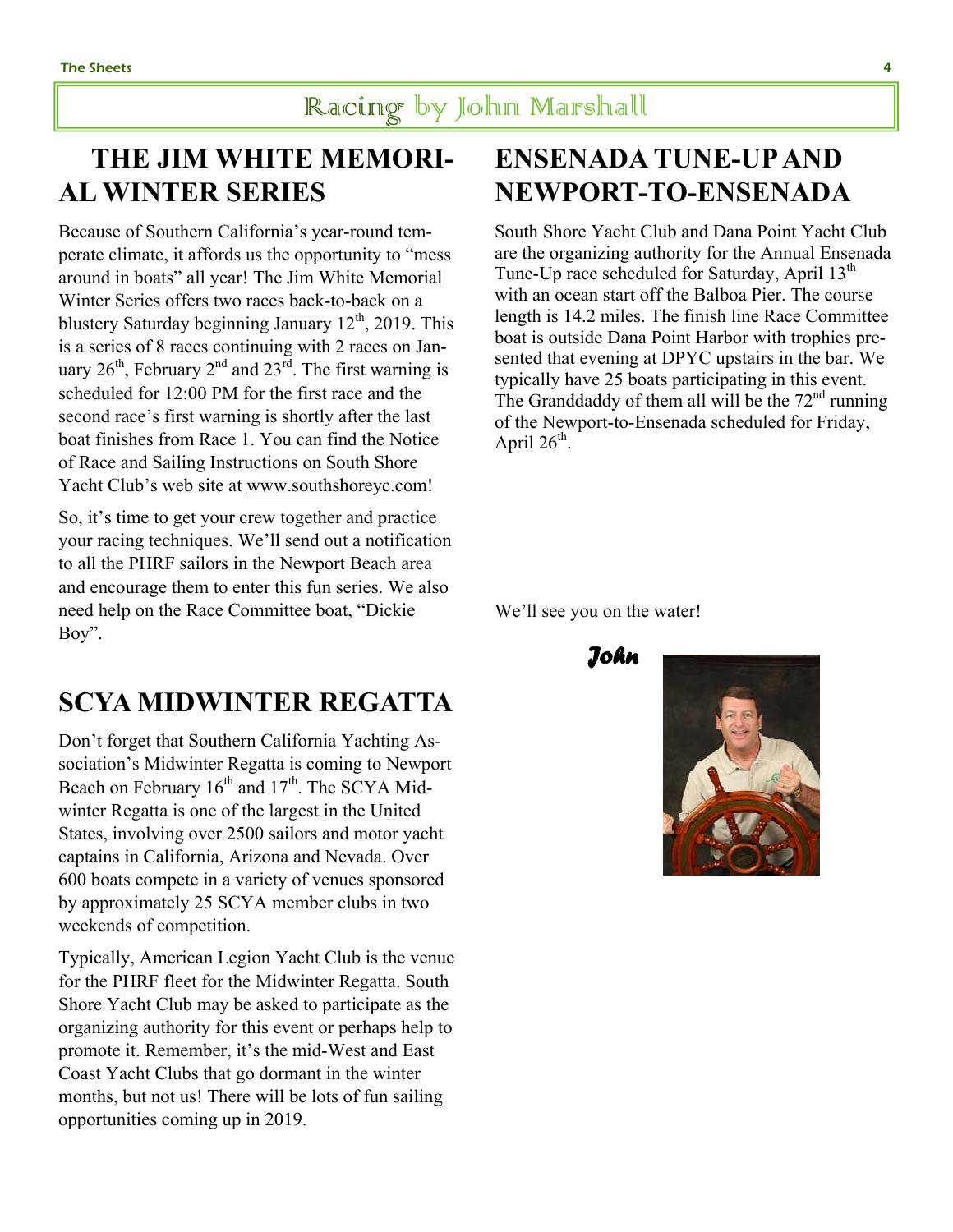# Racing by John Marshall

## THE JIM WHITE MEMORIAL WINTER SERIES

Because of Southern California's year-round temperate climate, it affords us the opportunity to "mess around in boats" all year! The Jim White Memorial Winter Series offers two races back-to-back on a blustery Saturday beginning January 12th, 2019. This is a series of 8 races continuing with 2 races on January 26th, February 2nd and 23rd. The first warning is scheduled for 12:00 PM for the first race and the second race's first warning is shortly after the last boat finishes from Race 1. You can find the Notice of Race and Sailing Instructions on South Shore Yacht Club's web site at www.southshoreyc.com!

So, it's time to get your crew together and practice your racing techniques. We'll send out a notification to all the PHRF sailors in the Newport Beach area and encourage them to enter this fun series. We also need help on the Race Committee boat, "Dickie Boy".

## SCYA MIDWINTER REGATTA

Don't forget that Southern California Yachting Association's Midwinter Regatta is coming to Newport Beach on February 16th and 17th. The SCYA Midwinter Regatta is one of the largest in the United States, involving over 2500 sailors and motor yacht captains in California, Arizona and Nevada. Over 600 boats compete in a variety of venues sponsored by approximately 25 SCYA member clubs in two weekends of competition.

Typically, American Legion Yacht Club is the venue for the PHRF fleet for the Midwinter Regatta. South Shore Yacht Club may be asked to participate as the organizing authority for this event or perhaps help to promote it. Remember, it's the mid-West and East Coast Yacht Clubs that go dormant in the winter months, but not us! There will be lots of fun sailing opportunities coming up in 2019.

## ENSENADA TUNE-UP AND NEWPORT-TO-ENSENADA

South Shore Yacht Club and Dana Point Yacht Club are the organizing authority for the Annual Ensenada Tune-Up race scheduled for Saturday, April 13th with an ocean start off the Balboa Pier. The course length is 14.2 miles. The finish line Race Committee boat is outside Dana Point Harbor with trophies presented that evening at DPYC upstairs in the bar. We typically have 25 boats participating in this event. The Granddaddy of them all will be the 72nd running of the Newport-to-Ensenada scheduled for Friday, April 26th.

We'll see you on the water!

*John*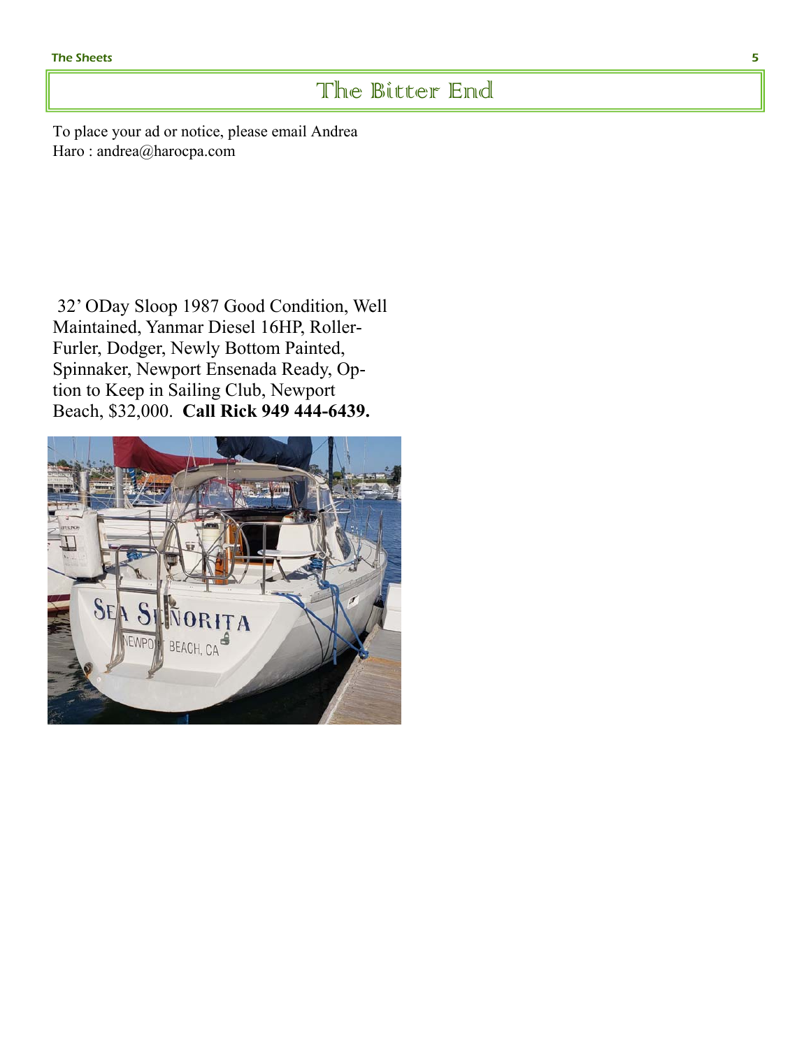# The Bitter End

To place your ad or notice, please email Andrea Haro : andrea@harocpa.com

32' ODay Sloop 1987 Good Condition, Well Maintained, Yanmar Diesel 16HP, Roller-Furler, Dodger, Newly Bottom Painted, Spinnaker, Newport Ensenada Ready, Option to Keep in Sailing Club, Newport Beach, $32,000. **Call Rick 949 444-6439.**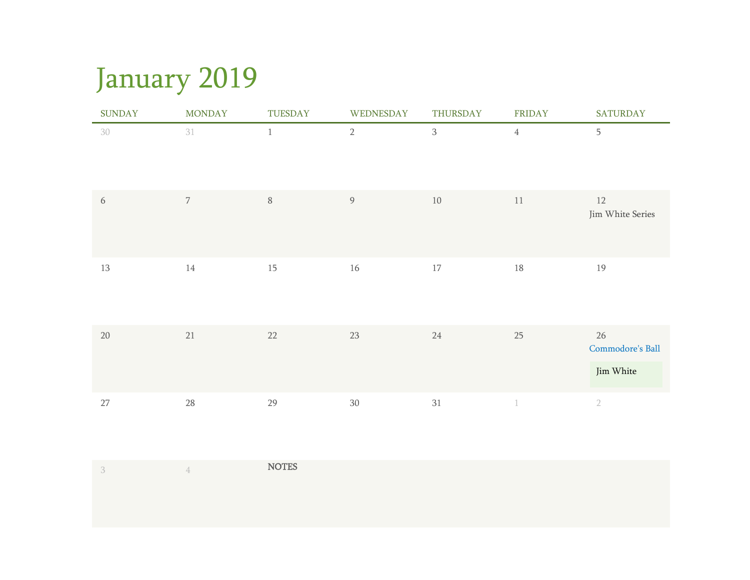# January 2019

| SUNDAY | MONDAY | TUESDAY | WEDNESDAY | THURSDAY | FRIDAY | SATURDAY |
|---|---|---|---|---|---|---|
| 30 | 31 | 1 | 2 | 3 | 4 | 5 |
| 6 | 7 | 8 | 9 | 10 | 11 | 12 Jim White Series |
| 13 | 14 | 15 | 16 | 17 | 18 | 19 |
| 20 | 21 | 22 | 23 | 24 | 25 | 26 Commodore's Ball Jim White |
| 27 | 28 | 29 | 30 | 31 | 1 | 2 |
| 3 | 4 | NOTES | | | | |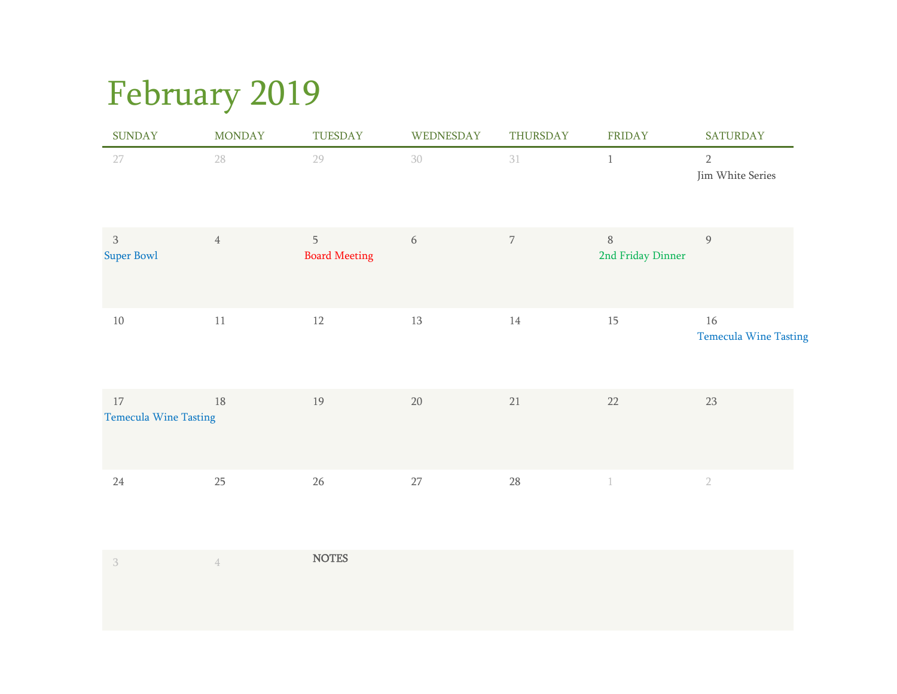# February 2019

| SUNDAY | MONDAY | TUESDAY | WEDNESDAY | THURSDAY | FRIDAY | SATURDAY |
|---|---|---|---|---|---|---|
| 27 | 28 | 29 | 30 | 31 | 1 | 2<br>Jim White Series |
| 3<br>Super Bowl | 4 | 5<br>Board Meeting | 6 | 7 | 8<br>2nd Friday Dinner | 9 |
| 10 | 11 | 12 | 13 | 14 | 15 | 16<br>Temecula Wine Tasting |
| 17<br>Temecula Wine Tasting | 18 | 19 | 20 | 21 | 22 | 23 |
| 24 | 25 | 26 | 27 | 28 | 1 | 2 |
| 3 | 4 | NOTES | | | | |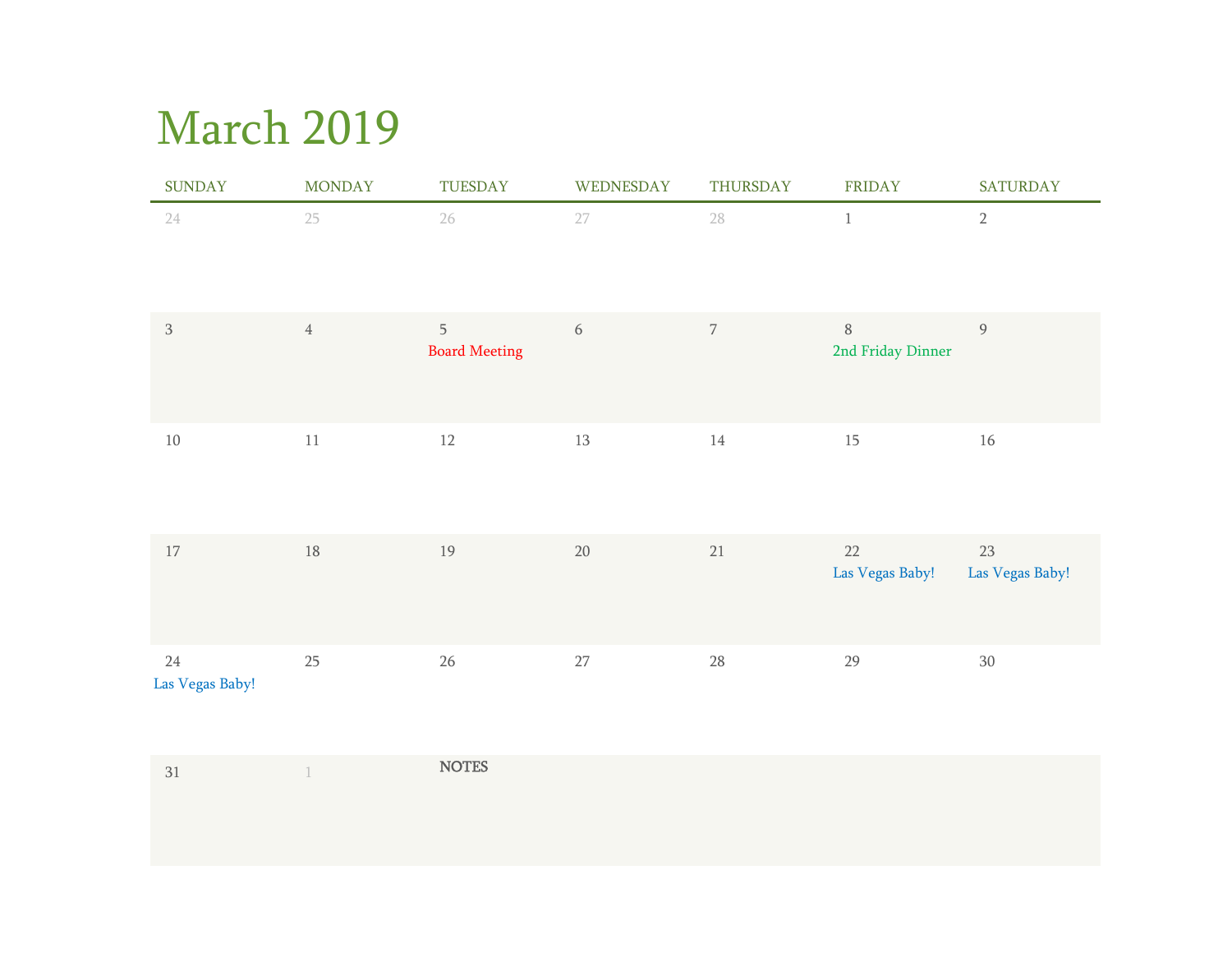# March 2019

| SUNDAY | MONDAY | TUESDAY | WEDNESDAY | THURSDAY | FRIDAY | SATURDAY |
|---|---|---|---|---|---|---|
| 24 | 25 | 26 | 27 | 28 | 1 | 2 |
| 3 | 4 | 5<br>Board Meeting | 6 | 7 | 8<br>2nd Friday Dinner | 9 |
| 10 | 11 | 12 | 13 | 14 | 15 | 16 |
| 17 | 18 | 19 | 20 | 21 | 22<br>Las Vegas Baby! | 23<br>Las Vegas Baby! |
| 24<br>Las Vegas Baby! | 25 | 26 | 27 | 28 | 29 | 30 |
| 31 | 1 | NOTES | | | | |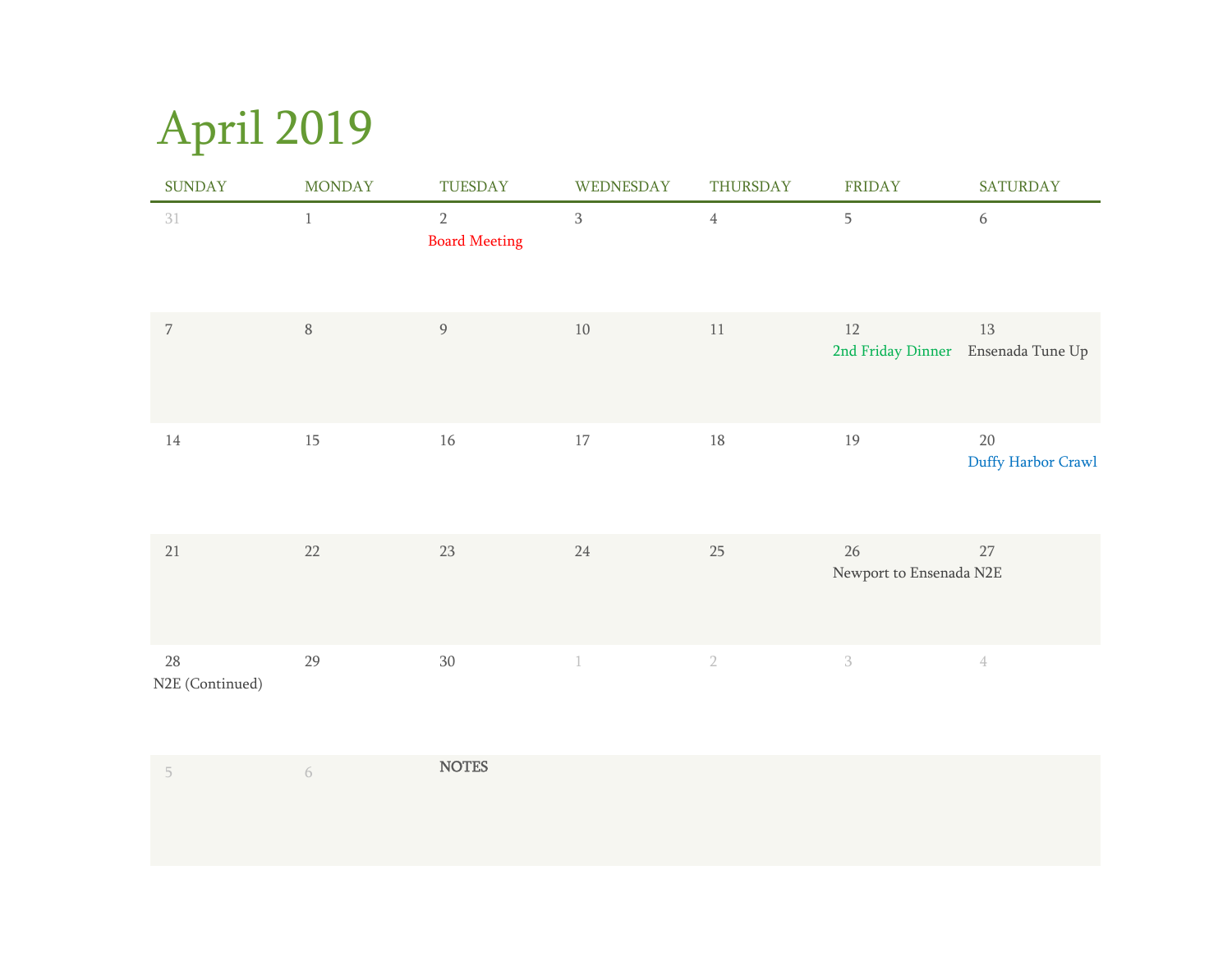# April 2019

| SUNDAY | MONDAY | TUESDAY | WEDNESDAY | THURSDAY | FRIDAY | SATURDAY |
|---|---|---|---|---|---|---|
| 31 | 1 | 2<br>Board Meeting | 3 | 4 | 5 | 6 |
| 7 | 8 | 9 | 10 | 11 | 12<br>2nd Friday Dinner | 13<br>Ensenada Tune Up |
| 14 | 15 | 16 | 17 | 18 | 19 | 20<br>Duffy Harbor Crawl |
| 21 | 22 | 23 | 24 | 25 | 26<br>Newport to Ensenada N2E | 27 |
| 28<br>N2E (Continued) | 29 | 30 | 1 | 2 | 3 | 4 |
| 5 | 6 | **NOTES** | | | | |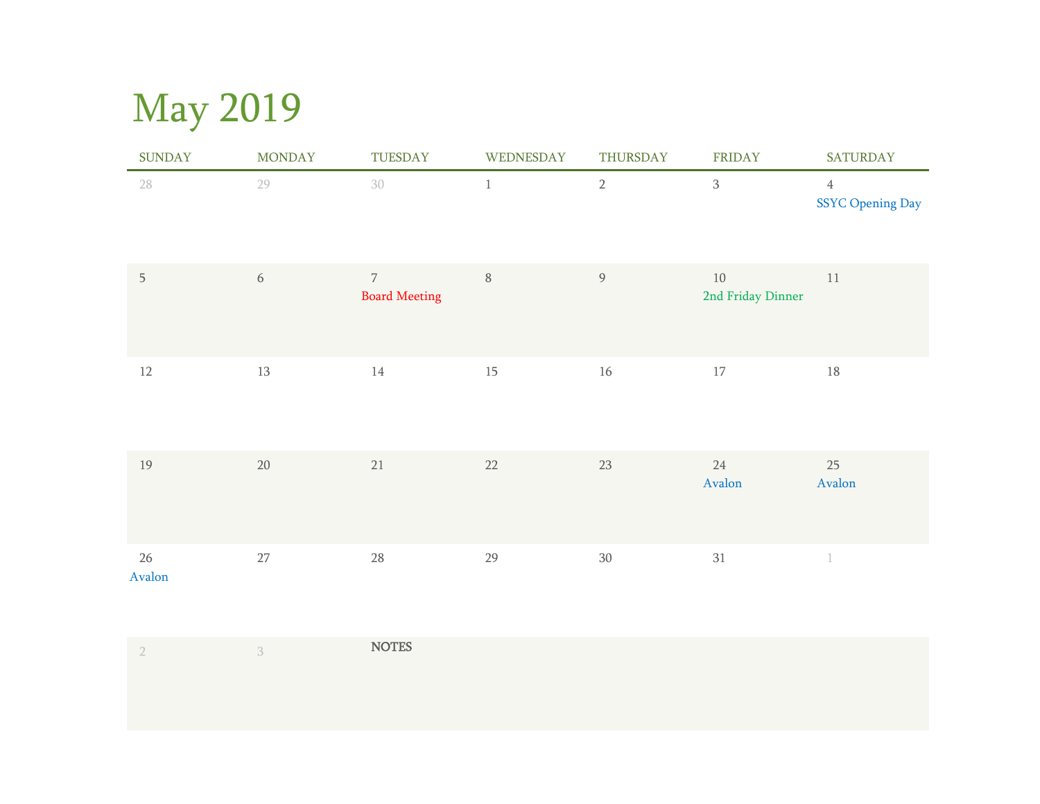# May 2019

| SUNDAY | MONDAY | TUESDAY | WEDNESDAY | THURSDAY | FRIDAY | SATURDAY |
|---|---|---|---|---|---|---|
| 28 | 29 | 30 | 1 | 2 | 3 | 4<br>SSYC Opening Day |
| 5 | 6 | 7<br>Board Meeting | 8 | 9 | 10<br>2nd Friday Dinner | 11 |
| 12 | 13 | 14 | 15 | 16 | 17 | 18 |
| 19 | 20 | 21 | 22 | 23 | 24<br>Avalon | 25<br>Avalon |
| 26<br>Avalon | 27 | 28 | 29 | 30 | 31 | 1 |
| 2 | 3 | **NOTES** | | | | |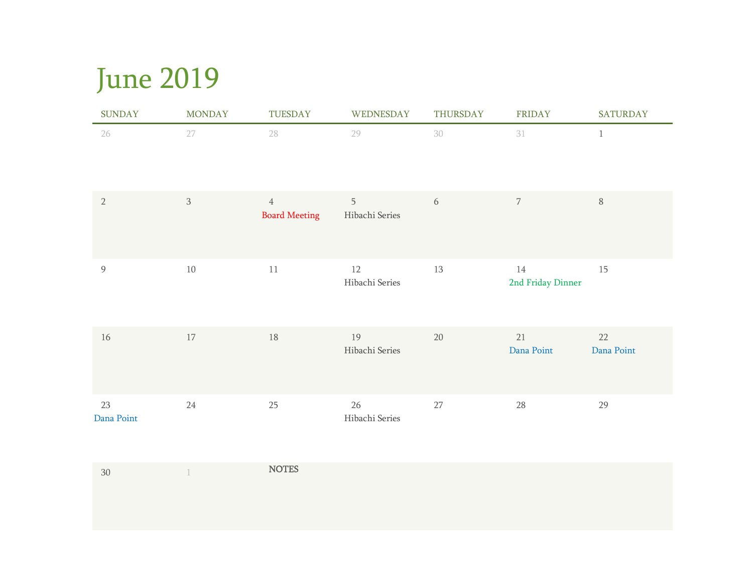# June 2019

| SUNDAY | MONDAY | TUESDAY | WEDNESDAY | THURSDAY | FRIDAY | SATURDAY |
|---|---|---|---|---|---|---|
| 26 | 27 | 28 | 29 | 30 | 31 | 1 |
| 2 | 3 | 4 Board Meeting | 5 Hibachi Series | 6 | 7 | 8 |
| 9 | 10 | 11 | 12 Hibachi Series | 13 | 14 2nd Friday Dinner | 15 |
| 16 | 17 | 18 | 19 Hibachi Series | 20 | 21 Dana Point | 22 Dana Point |
| 23 Dana Point | 24 | 25 | 26 Hibachi Series | 27 | 28 | 29 |
| 30 | 1 | NOTES | | | | |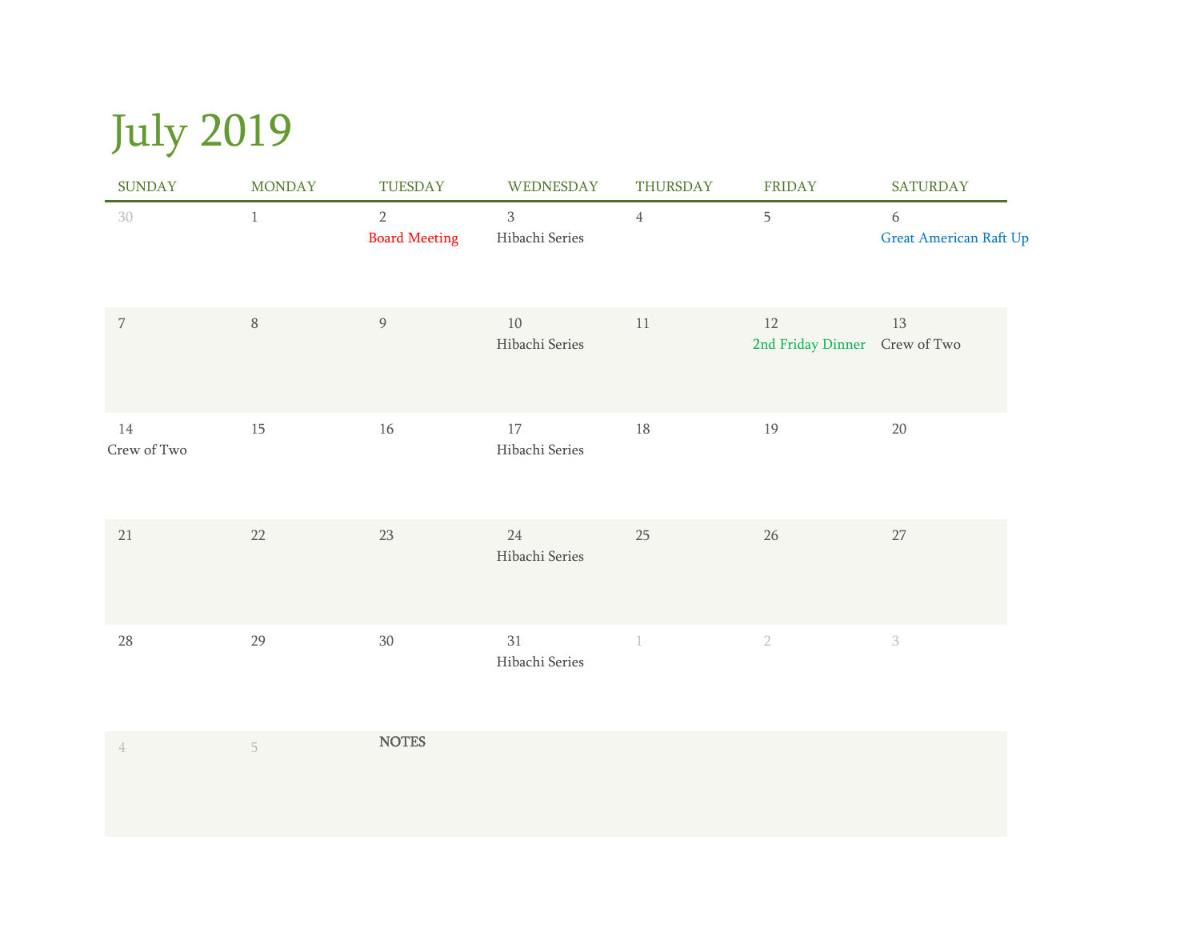# July 2019

| SUNDAY | MONDAY | TUESDAY | WEDNESDAY | THURSDAY | FRIDAY | SATURDAY |
|---|---|---|---|---|---|---|
| 30 | 1 | 2 Board Meeting | 3 Hibachi Series | 4 | 5 | 6 Great American Raft Up |
| 7 | 8 | 9 | 10 Hibachi Series | 11 | 12 2nd Friday Dinner | 13 Crew of Two |
| 14 Crew of Two | 15 | 16 | 17 Hibachi Series | 18 | 19 | 20 |
| 21 | 22 | 23 | 24 Hibachi Series | 25 | 26 | 27 |
| 28 | 29 | 30 | 31 Hibachi Series | 1 | 2 | 3 |
| 4 | 5 | NOTES | | | | |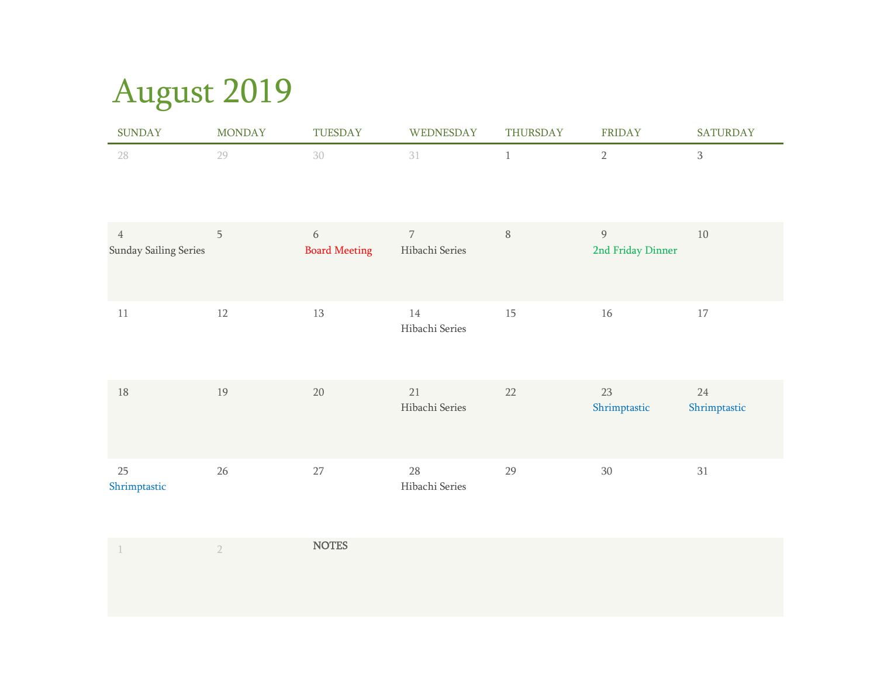# August 2019

| SUNDAY | MONDAY | TUESDAY | WEDNESDAY | THURSDAY | FRIDAY | SATURDAY |
|---|---|---|---|---|---|---|
| 28 | 29 | 30 | 31 | 1 | 2 | 3 |
| 4<br>Sunday Sailing Series | 5 | 6<br>Board Meeting | 7<br>Hibachi Series | 8 | 9<br>2nd Friday Dinner | 10 |
| 11 | 12 | 13 | 14<br>Hibachi Series | 15 | 16 | 17 |
| 18 | 19 | 20 | 21<br>Hibachi Series | 22 | 23<br>Shrimptastic | 24<br>Shrimptastic |
| 25<br>Shrimptastic | 26 | 27 | 28<br>Hibachi Series | 29 | 30 | 31 |
| 1 | 2 | NOTES | | | | |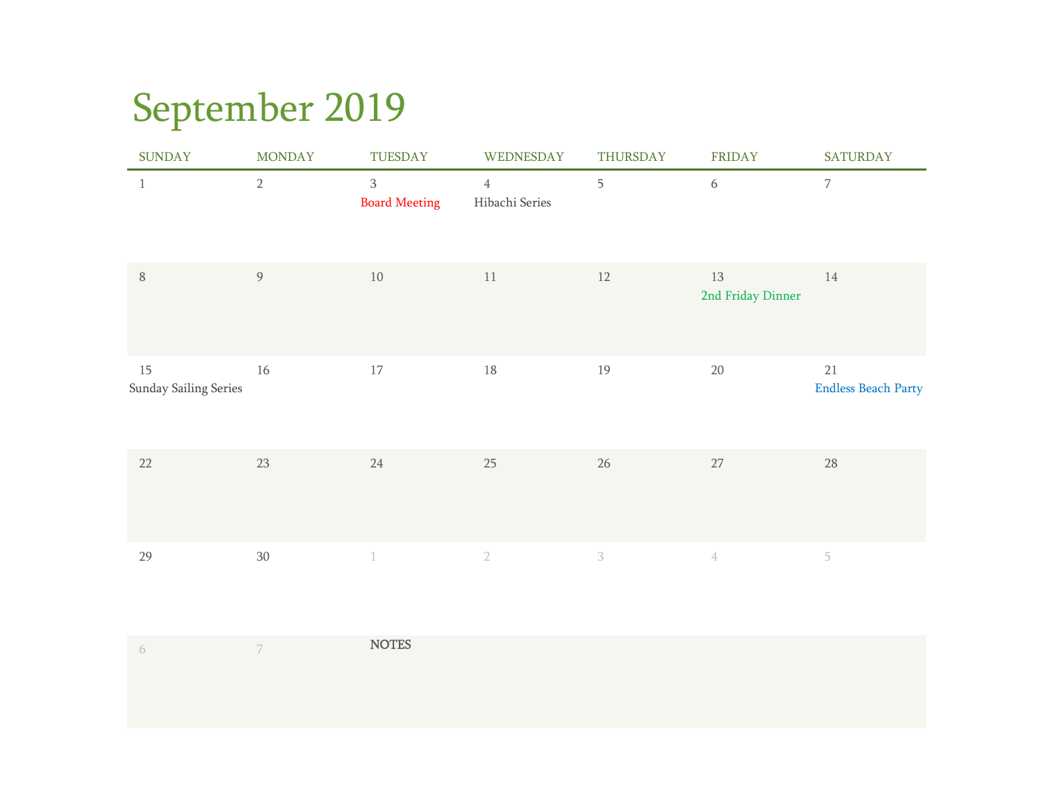# September 2019

| SUNDAY | MONDAY | TUESDAY | WEDNESDAY | THURSDAY | FRIDAY | SATURDAY |
|---|---|---|---|---|---|---|
| 1 | 2 | 3<br>Board Meeting | 4<br>Hibachi Series | 5 | 6 | 7 |
| 8 | 9 | 10 | 11 | 12 | 13<br>2nd Friday Dinner | 14 |
| 15<br>Sunday Sailing Series | 16 | 17 | 18 | 19 | 20 | 21<br>Endless Beach Party |
| 22 | 23 | 24 | 25 | 26 | 27 | 28 |
| 29 | 30 | 1 | 2 | 3 | 4 | 5 |
| 6 | 7 | **NOTES** | | | | |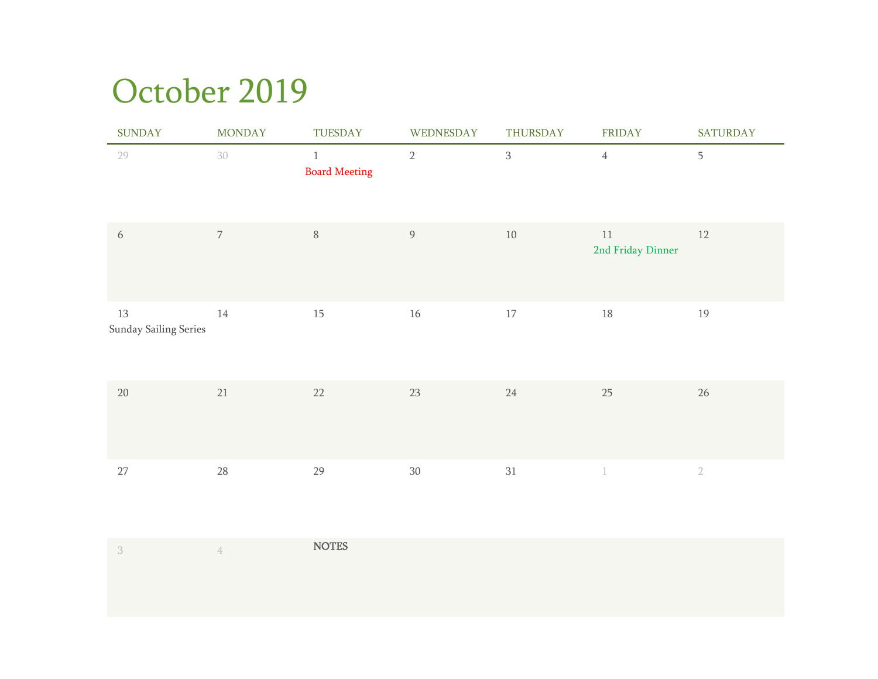# October 2019

| SUNDAY | MONDAY | TUESDAY | WEDNESDAY | THURSDAY | FRIDAY | SATURDAY |
|---|---|---|---|---|---|---|
| 29 | 30 | 1 Board Meeting | 2 | 3 | 4 | 5 |
| 6 | 7 | 8 | 9 | 10 | 11 2nd Friday Dinner | 12 |
| 13 Sunday Sailing Series | 14 | 15 | 16 | 17 | 18 | 19 |
| 20 | 21 | 22 | 23 | 24 | 25 | 26 |
| 27 | 28 | 29 | 30 | 31 | 1 | 2 |
| 3 | 4 | **NOTES** | | | | |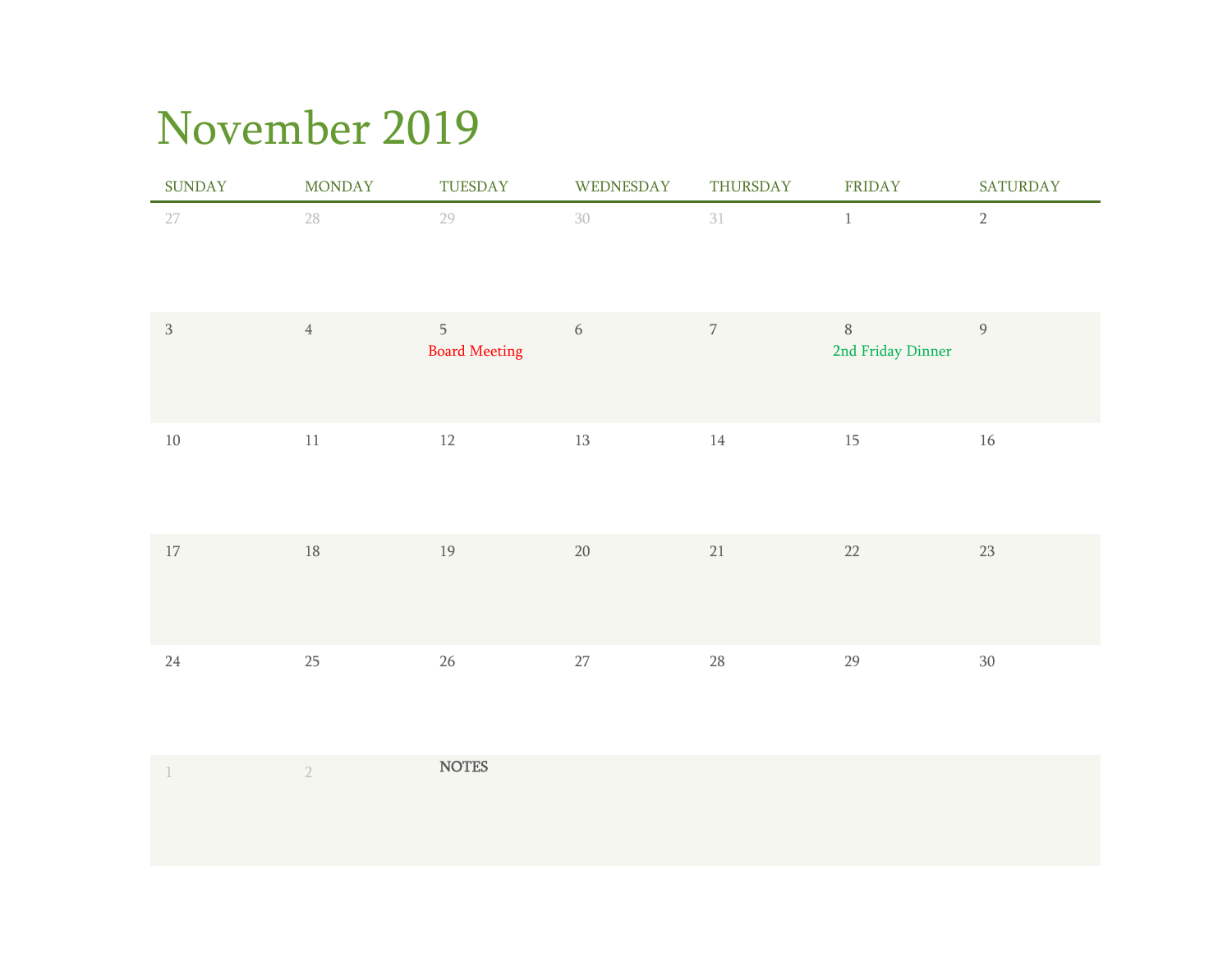# November 2019

| SUNDAY | MONDAY | TUESDAY | WEDNESDAY | THURSDAY | FRIDAY | SATURDAY |
|---|---|---|---|---|---|---|
| 27 | 28 | 29 | 30 | 31 | 1 | 2 |
| 3 | 4 | 5<br>Board Meeting | 6 | 7 | 8<br>2nd Friday Dinner | 9 |
| 10 | 11 | 12 | 13 | 14 | 15 | 16 |
| 17 | 18 | 19 | 20 | 21 | 22 | 23 |
| 24 | 25 | 26 | 27 | 28 | 29 | 30 |
| 1 | 2 | **NOTES** | | | | |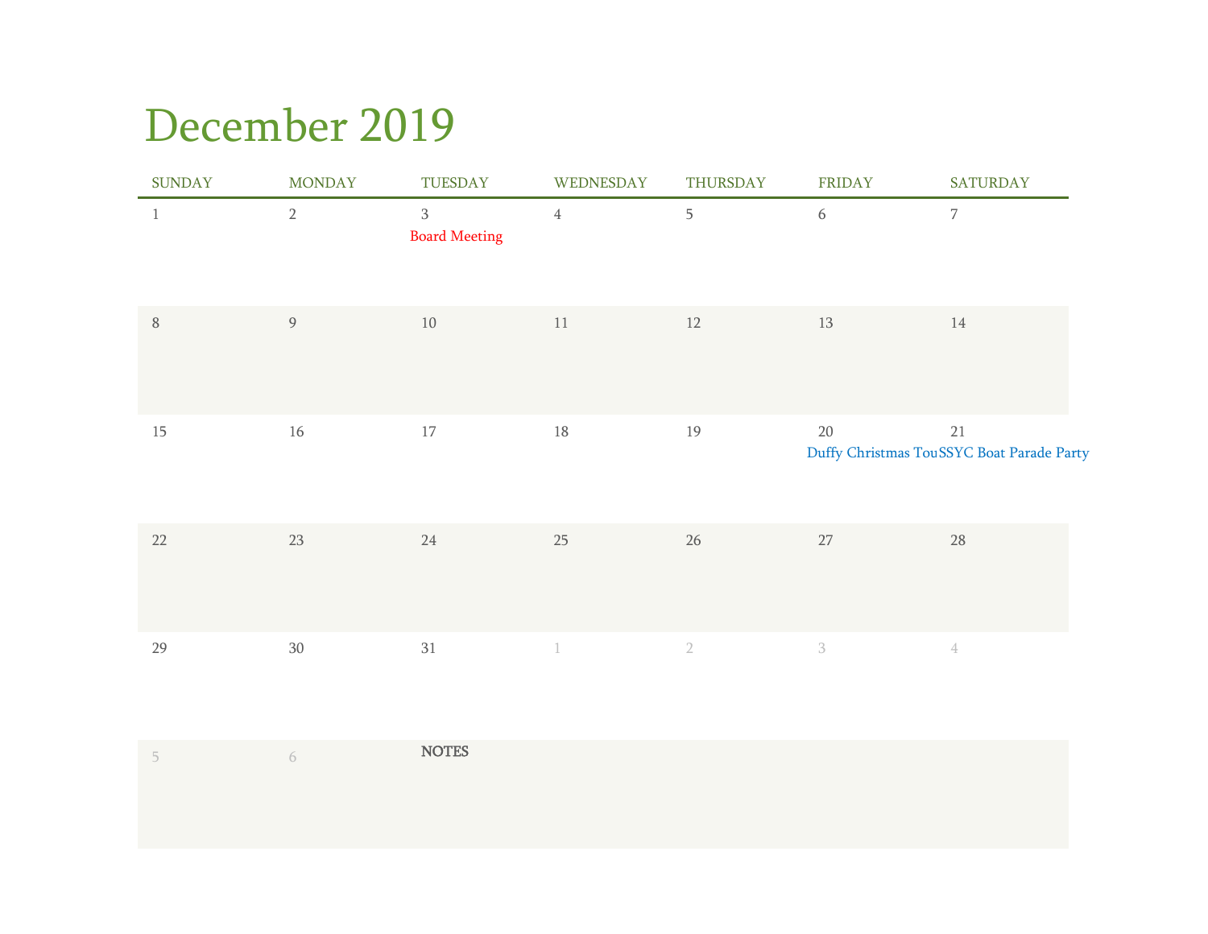# December 2019

| SUNDAY | MONDAY | TUESDAY | WEDNESDAY | THURSDAY | FRIDAY | SATURDAY |
|---|---|---|---|---|---|---|
| 1 | 2 | 3 Board Meeting | 4 | 5 | 6 | 7 |
| 8 | 9 | 10 | 11 | 12 | 13 | 14 |
| 15 | 16 | 17 | 18 | 19 | 20 Duffy Christmas Tou | 21 SSYC Boat Parade Party |
| 22 | 23 | 24 | 25 | 26 | 27 | 28 |
| 29 | 30 | 31 | 1 | 2 | 3 | 4 |
| 5 | 6 | NOTES | | | | |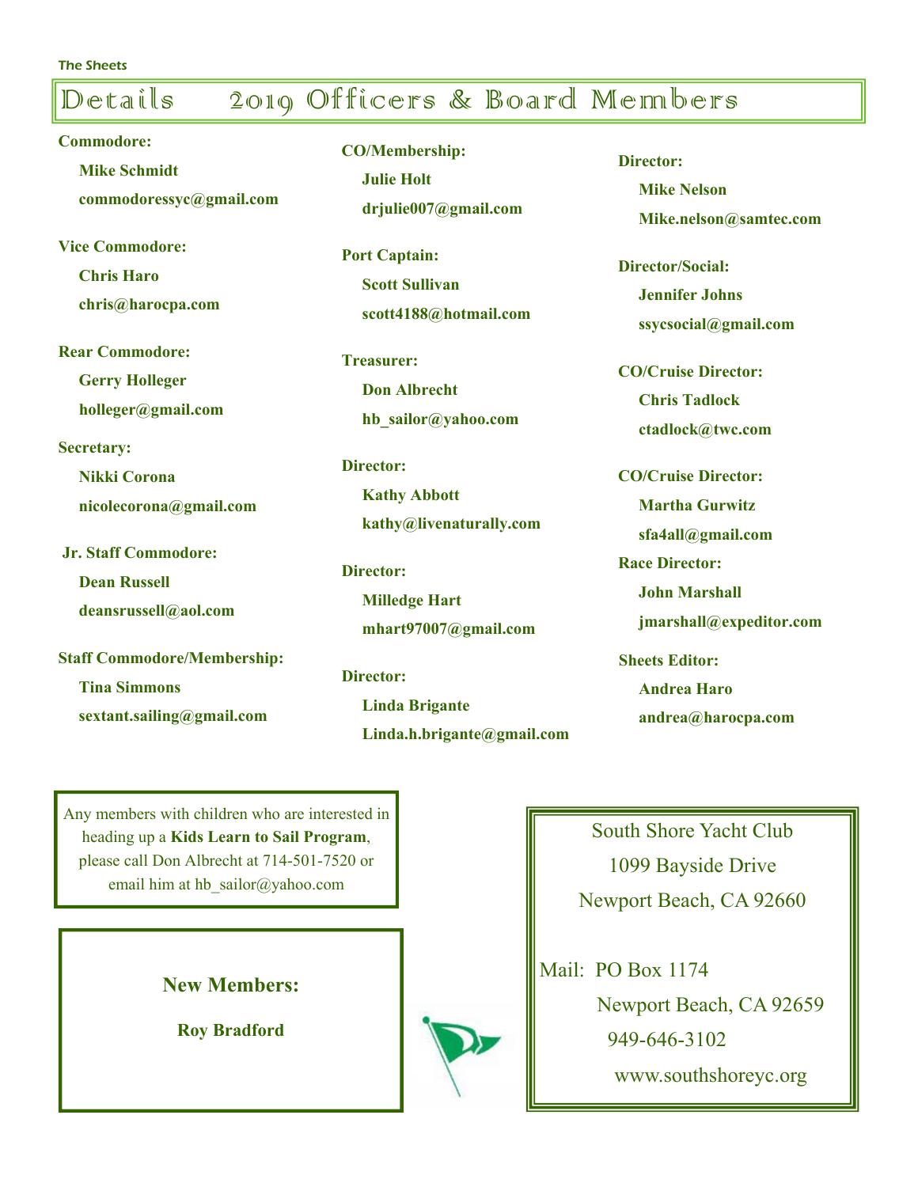# Details 2019 Officers & Board Members

**Commodore:**
**Mike Schmidt**
**commodoressyc@gmail.com**

**Vice Commodore:**
**Chris Haro**
**chris@harocpa.com**

**Rear Commodore:**
**Gerry Holleger**
**holleger@gmail.com**

**Secretary:**
**Nikki Corona**
**nicolecorona@gmail.com**

**Jr. Staff Commodore:**
**Dean Russell**
**deansrussell@aol.com**

**Staff Commodore/Membership:**
**Tina Simmons**
**sextant.sailing@gmail.com**

**CO/Membership:**
**Julie Holt**
**drjulie007@gmail.com**

**Port Captain:**
**Scott Sullivan**
**scott4188@hotmail.com**

**Treasurer:**
**Don Albrecht**
**hb_sailor@yahoo.com**

**Director:**
**Kathy Abbott**
**kathy@livenaturally.com**

**Director:**
**Milledge Hart**
**mhart97007@gmail.com**

**Director:**
**Linda Brigante**
**Linda.h.brigante@gmail.com**

**Director:**
**Mike Nelson**
**Mike.nelson@samtec.com**

**Director/Social:**
**Jennifer Johns**
**ssycsocial@gmail.com**

**CO/Cruise Director:**
**Chris Tadlock**
**ctadlock@twc.com**

**CO/Cruise Director:**
**Martha Gurwitz**
**sfa4all@gmail.com**

**Race Director:**
**John Marshall**
**jmarshall@expeditor.com**

**Sheets Editor:**
**Andrea Haro**
**andrea@harocpa.com**

Any members with children who are interested in heading up a **Kids Learn to Sail Program**, please call Don Albrecht at 714-501-7520 or email him at hb_sailor@yahoo.com

**New Members:**

**Roy Bradford**

South Shore Yacht Club
1099 Bayside Drive
Newport Beach, CA 92660

Mail: PO Box 1174
Newport Beach, CA 92659
949-646-3102
www.southshoreyc.org